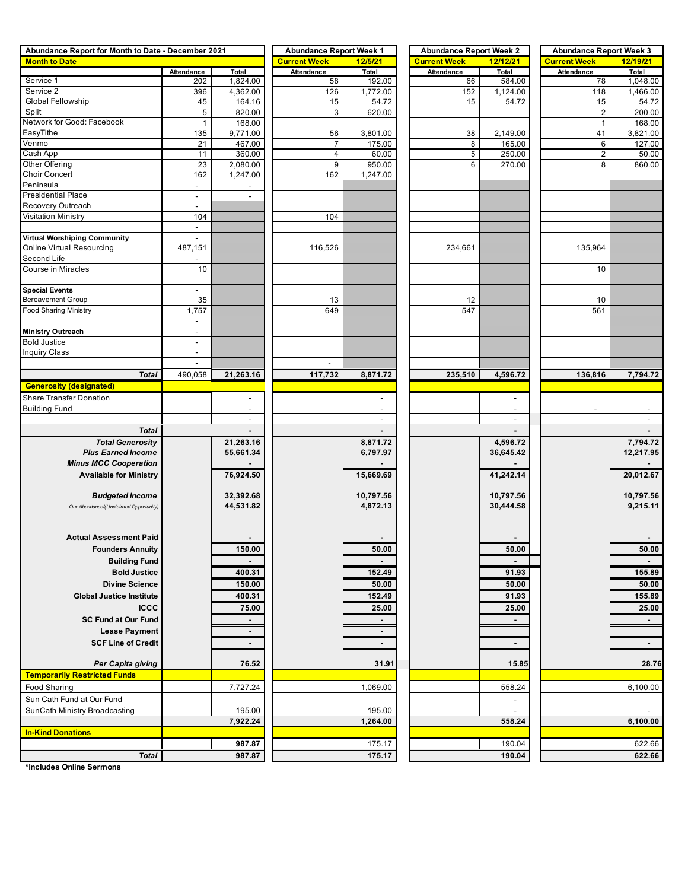| Abundance Report for Month to Date - December 2021 | | | Abundance Report Week 1 | | Abundance Report Week 2 | | Abundance Report Week 3 | |
|---|---|---|---|---|---|---|---|---|
| **Month to Date** | | | **Current Week** | **12/5/21** | **Current Week** | **12/12/21** | **Current Week** | **12/19/21** |
| | Attendance | Total | Attendance | Total | Attendance | Total | Attendance | Total |
| Service 1 | 202 | 1,824.00 | 58 | 192.00 | 66 | 584.00 | 78 | 1,048.00 |
| Service 2 | 396 | 4,362.00 | 126 | 1,772.00 | 152 | 1,124.00 | 118 | 1,466.00 |
| Global Fellowship | 45 | 164.16 | 15 | 54.72 | 15 | 54.72 | 15 | 54.72 |
| Split | 5 | 820.00 | 3 | 620.00 | | | 2 | 200.00 |
| Network for Good: Facebook | 1 | 168.00 | | | | | 1 | 168.00 |
| EasyTithe | 135 | 9,771.00 | 56 | 3,801.00 | 38 | 2,149.00 | 41 | 3,821.00 |
| Venmo | 21 | 467.00 | 7 | 175.00 | 8 | 165.00 | 6 | 127.00 |
| Cash App | 11 | 360.00 | 4 | 60.00 | 5 | 250.00 | 2 | 50.00 |
| Other Offering | 23 | 2,080.00 | 9 | 950.00 | 6 | 270.00 | 8 | 860.00 |
| Choir Concert | 162 | 1,247.00 | 162 | 1,247.00 | | | | |
| Peninsula | - | - | | | | | | |
| Presidential Place | - | - | | | | | | |
| Recovery Outreach | - | | | | | | | |
| Visitation Ministry | 104 | | 104 | | | | | |
| | - | | | | | | | |
| **Virtual Worshiping Community** | - | | | | | | | |
| Online Virtual Resourcing | 487,151 | | 116,526 | | 234,661 | | 135,964 | |
| Second Life | - | | | | | | | |
| Course in Miracles | 10 | | | | | | 10 | |
| | | | | | | | | |
| **Special Events** | - | | | | | | | |
| Bereavement Group | 35 | | 13 | | 12 | | 10 | |
| Food Sharing Ministry | 1,757 | | 649 | | 547 | | 561 | |
| | - | | | | | | | |
| **Ministry Outreach** | - | | | | | | | |
| Bold Justice | - | | | | | | | |
| Inquiry Class | - | | | | | | | |
| | - | | - | | | | | |
| ***Total*** | 490,058 | **21,263.16** | **117,732** | **8,871.72** | **235,510** | **4,596.72** | **136,816** | **7,794.72** |
| **Generosity (designated)** | | | | | | | | |
| Share Transfer Donation | | - | | - | | - | | |
| Building Fund | | - | | - | | - | - | - |
| | | - | | - | | - | | - |
| ***Total*** | | **-** | | **-** | | **-** | | **-** |
| ***Total Generosity*** | | **21,263.16** | | **8,871.72** | | **4,596.72** | | **7,794.72** |
| ***Plus Earned Income*** | | **55,661.34** | | **6,797.97** | | **36,645.42** | | **12,217.95** |
| ***Minus MCC Cooperation*** | | **-** | | **-** | | **-** | | **-** |
| **Available for Ministry** | | **76,924.50** | | **15,669.69** | | **41,242.14** | | **20,012.67** |
| ***Budgeted Income*** | | **32,392.68** | | **10,797.56** | | **10,797.56** | | **10,797.56** |
| *Our Abundance/(Unclaimed Opportunity)* | | **44,531.82** | | **4,872.13** | | **30,444.58** | | **9,215.11** |
| **Actual Assessment Paid** | | **-** | | **-** | | **-** | | **-** |
| **Founders Annuity** | | **150.00** | | **50.00** | | **50.00** | | **50.00** |
| **Building Fund** | | **-** | | **-** | | **-** | | **-** |
| **Bold Justice** | | **400.31** | | **152.49** | | **91.93** | | **155.89** |
| **Divine Science** | | **150.00** | | **50.00** | | **50.00** | | **50.00** |
| **Global Justice Institute** | | **400.31** | | **152.49** | | **91.93** | | **155.89** |
| **ICCC** | | **75.00** | | **25.00** | | **25.00** | | **25.00** |
| **SC Fund at Our Fund** | | **-** | | **-** | | **-** | | **-** |
| **Lease Payment** | | **-** | | **-** | | | | **-** |
| **SCF Line of Credit** | | **-** | | **-** | | **-** | | **-** |
| ***Per Capita giving*** | | **76.52** | | **31.91** | | **15.85** | | **28.76** |
| **Temporarily Restricted Funds** | | | | | | | | |
| Food Sharing | | 7,727.24 | | 1,069.00 | | 558.24 | | 6,100.00 |
| Sun Cath Fund at Our Fund | | | | | | - | | |
| SunCath Ministry Broadcasting | | 195.00 | | 195.00 | | - | | - |
| | | **7,922.24** | | **1,264.00** | | **558.24** | | **6,100.00** |
| **In-Kind Donations** | | | | | | | | |
| | | **987.87** | | 175.17 | | 190.04 | | 622.66 |
| ***Total*** | | **987.87** | | **175.17** | | **190.04** | | **622.66** |

**\*Includes Online Sermons**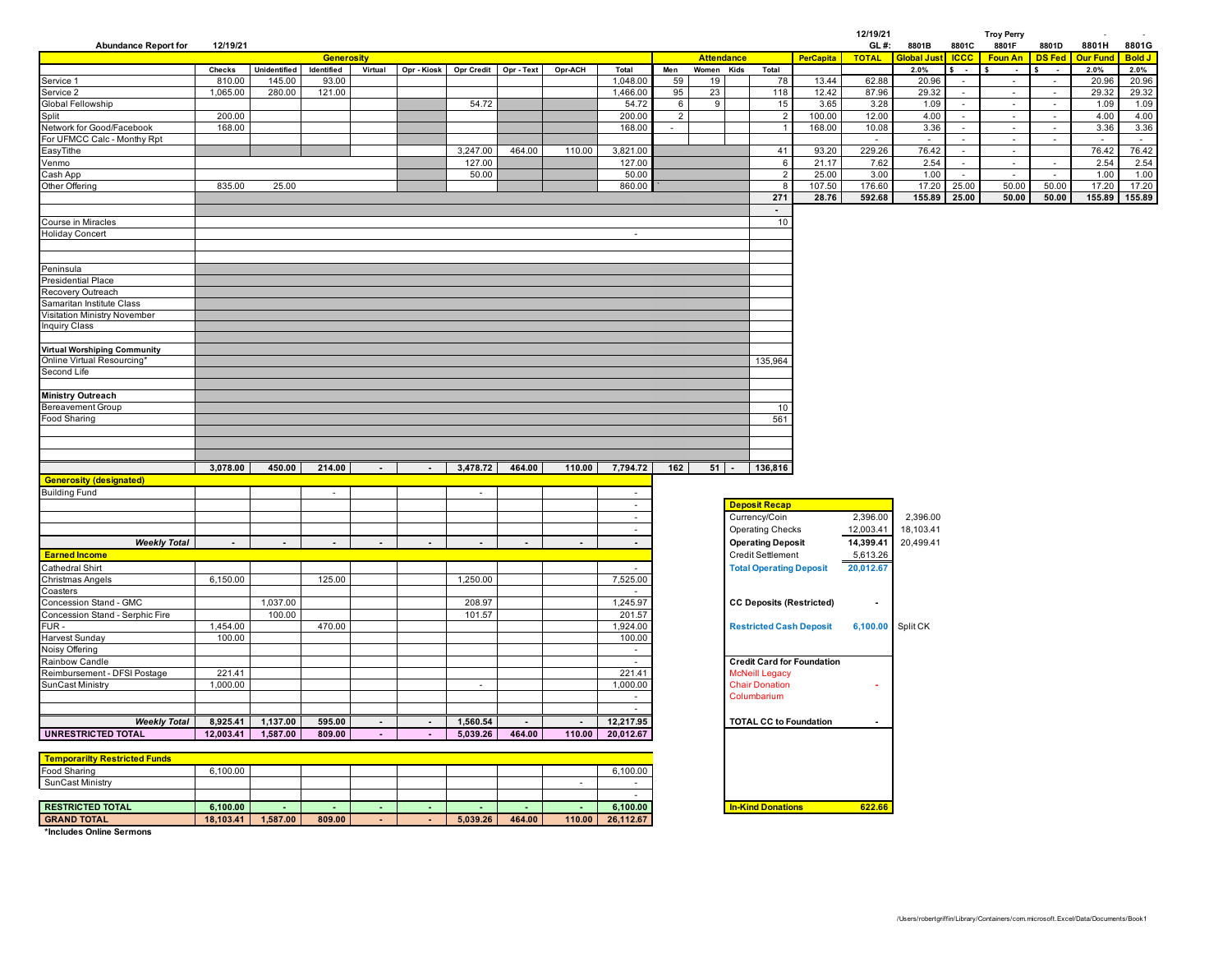**Abundance Report for** 12/19/21

| | Checks | Unidentified | Identified | Virtual | Opr - Kiosk | Opr Credit | Opr - Text | Opr-ACH | Total | Men | Women | Kids | Total | PerCapita | 12/19/21 GL #: TOTAL | 8801B Global Just 2.0% | 8801C ICCC | Troy Perry 8801F Foun An | 8801D DS Fed | 8801H Our Fund 2.0% | 8801G Bold J 2.0% |
|---|---|---|---|---|---|---|---|---|---|---|---|---|---|---|---|---|---|---|---|---|---|
| | Generosity | | | | | | | | | Attendance | | | | | | | | | | | |
| Service 1 | 810.00 | 145.00 | 93.00 | | | | | | 1,048.00 | 59 | 19 | | 78 | 13.44 | 62.88 | 20.96 | $ - | $ - | $ - | 20.96 | 20.96 |
| Service 2 | 1,065.00 | 280.00 | 121.00 | | | | | | 1,466.00 | 95 | 23 | | 118 | 12.42 | 87.96 | 29.32 | - | - | - | 29.32 | 29.32 |
| Global Fellowship | | | | | | 54.72 | | | 54.72 | 6 | 9 | | 15 | 3.65 | 3.28 | 1.09 | - | - | - | 1.09 | 1.09 |
| Split | 200.00 | | | | | | | | 200.00 | 2 | | | 2 | 100.00 | 12.00 | 4.00 | - | - | - | 4.00 | 4.00 |
| Network for Good/Facebook | 168.00 | | | | | | | | 168.00 | - | | | 1 | 168.00 | 10.08 | 3.36 | - | - | - | 3.36 | 3.36 |
| For UFMCC Calc - Monthy Rpt | | | | | | | | | | | | | | | - | - | - | - | - | - | - |
| EasyTithe | | | | | | 3,247.00 | 464.00 | 110.00 | 3,821.00 | | | | 41 | 93.20 | 229.26 | 76.42 | - | - | | 76.42 | 76.42 |
| Venmo | | | | | | 127.00 | | | 127.00 | | | | 6 | 21.17 | 7.62 | 2.54 | - | - | - | 2.54 | 2.54 |
| Cash App | | | | | | 50.00 | | | 50.00 | | | | 2 | 25.00 | 3.00 | 1.00 | - | - | - | 1.00 | 1.00 |
| Other Offering | 835.00 | 25.00 | | | | | | | 860.00 | | | | 8 | 107.50 | 176.60 | 17.20 | 25.00 | 50.00 | 50.00 | 17.20 | 17.20 |
| | | | | | | | | | | | | | 271 | 28.76 | 592.68 | 155.89 | 25.00 | 50.00 | 50.00 | 155.89 | 155.89 |
| | | | | | | | | | | | | | - | | | | | | | | |
| Course in Miracles | | | | | | | | | | | | | 10 | | | | | | | | |
| Holiday Concert | | | | | | | | | - | | | | | | | | | | | | |
| Peninsula | | | | | | | | | | | | | | | | | | | | | |
| Presidential Place | | | | | | | | | | | | | | | | | | | | | |
| Recovery Outreach | | | | | | | | | | | | | | | | | | | | | |
| Samaritan Institute Class | | | | | | | | | | | | | | | | | | | | | |
| Visitation Ministry November | | | | | | | | | | | | | | | | | | | | | |
| Inquiry Class | | | | | | | | | | | | | | | | | | | | | |
| **Virtual Worshiping Community** | | | | | | | | | | | | | | | | | | | | | |
| Online Virtual Resourcing* | | | | | | | | | | | | | 135,964 | | | | | | | | |
| Second Life | | | | | | | | | | | | | | | | | | | | | |
| **Ministry Outreach** | | | | | | | | | | | | | | | | | | | | | |
| Bereavement Group | | | | | | | | | | | | | 10 | | | | | | | | |
| Food Sharing | | | | | | | | | | | | | 561 | | | | | | | | |
| | 3,078.00 | 450.00 | 214.00 | - | - | 3,478.72 | 464.00 | 110.00 | 7,794.72 | 162 | 51 | - | 136,816 | | | | | | | | |

| | Checks | Unidentified | Identified | Virtual | Opr - Kiosk | Opr Credit | Opr - Text | Opr-ACH | Total |
|---|---|---|---|---|---|---|---|---|---|
| **Generosity (designated)** | | | | | | | | | |
| Building Fund | | | - | | | - | | | - |
| | | | | | | | | | - |
| | | | | | | | | | - |
| | | | | | | | | | - |
| ***Weekly Total*** | - | - | - | - | - | - | - | - | - |
| **Earned Income** | | | | | | | | | |
| Cathedral Shirt | | | | | | | | | - |
| Christmas Angels | 6,150.00 | | 125.00 | | | 1,250.00 | | | 7,525.00 |
| Coasters | | | | | | | | | - |
| Concession Stand - GMC | | 1,037.00 | | | | 208.97 | | | 1,245.97 |
| Concession Stand - Serphic Fire | | 100.00 | | | | 101.57 | | | 201.57 |
| FUR - | 1,454.00 | | 470.00 | | | | | | 1,924.00 |
| Harvest Sunday | 100.00 | | | | | | | | 100.00 |
| Noisy Offering | | | | | | | | | - |
| Rainbow Candle | | | | | | | | | - |
| Reimbursement - DFSI Postage | 221.41 | | | | | | | | 221.41 |
| SunCast Ministry | 1,000.00 | | | | | - | | | 1,000.00 |
| | | | | | | | | | - |
| | | | | | | | | | - |
| ***Weekly Total*** | 8,925.41 | 1,137.00 | 595.00 | - | - | 1,560.54 | - | - | 12,217.95 |
| **UNRESTRICTED TOTAL** | 12,003.41 | 1,587.00 | 809.00 | - | - | 5,039.26 | 464.00 | 110.00 | 20,012.67 |
| **Temporarilty Restricted Funds** | | | | | | | | | |
| Food Sharing | 6,100.00 | | | | | | | | 6,100.00 |
| SunCast Ministry | | | | | | | | - | - |
| | | | | | | | | | - |
| **RESTRICTED TOTAL** | 6,100.00 | - | - | - | - | - | - | - | 6,100.00 |
| **GRAND TOTAL** | 18,103.41 | 1,587.00 | 809.00 | - | - | 5,039.26 | 464.00 | 110.00 | 26,112.67 |

***Includes Online Sermons**

| **Deposit Recap** | | |
|---|---|---|
| Currency/Coin | 2,396.00 | 2,396.00 |
| Operating Checks | 12,003.41 | 18,103.41 |
| **Operating Deposit** | **14,399.41** | 20,499.41 |
| Credit Settlement | 5,613.26 | |
| **Total Operating Deposit** | **20,012.67** | |
| **CC Deposits (Restricted)** | - | |
| **Restricted Cash Deposit** | **6,100.00** | Split CK |
| **Credit Card for Foundation** | | |
| McNeill Legacy | | |
| Chair Donation | - | |
| Columbarium | | |
| **TOTAL CC to Foundation** | - | |
| **In-Kind Donations** | **622.66** | |